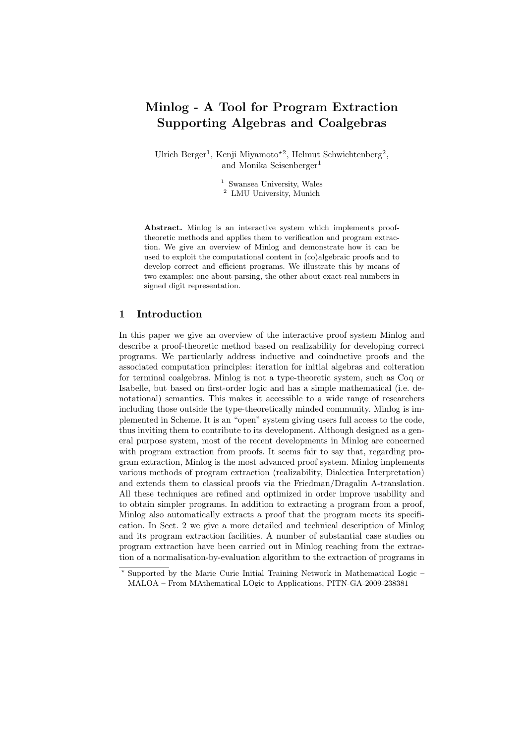# Minlog - A Tool for Program Extraction Supporting Algebras and Coalgebras

Ulrich Berger[1], Kenji Miyamoto[⋆2], Helmut Schwichtenberg[2], and Monika Seisenberger[1]

[1] Swansea University, Wales
[2] LMU University, Munich

**Abstract.** Minlog is an interactive system which implements proof-theoretic methods and applies them to verification and program extraction. We give an overview of Minlog and demonstrate how it can be used to exploit the computational content in (co)algebraic proofs and to develop correct and efficient programs. We illustrate this by means of two examples: one about parsing, the other about exact real numbers in signed digit representation.

## 1 Introduction

In this paper we give an overview of the interactive proof system Minlog and describe a proof-theoretic method based on realizability for developing correct programs. We particularly address inductive and coinductive proofs and the associated computation principles: iteration for initial algebras and coiteration for terminal coalgebras. Minlog is not a type-theoretic system, such as Coq or Isabelle, but based on first-order logic and has a simple mathematical (i.e. denotational) semantics. This makes it accessible to a wide range of researchers including those outside the type-theoretically minded community. Minlog is implemented in Scheme. It is an "open" system giving users full access to the code, thus inviting them to contribute to its development. Although designed as a general purpose system, most of the recent developments in Minlog are concerned with program extraction from proofs. It seems fair to say that, regarding program extraction, Minlog is the most advanced proof system. Minlog implements various methods of program extraction (realizability, Dialectica Interpretation) and extends them to classical proofs via the Friedman/Dragalin A-translation. All these techniques are refined and optimized in order improve usability and to obtain simpler programs. In addition to extracting a program from a proof, Minlog also automatically extracts a proof that the program meets its specification. In Sect. 2 we give a more detailed and technical description of Minlog and its program extraction facilities. A number of substantial case studies on program extraction have been carried out in Minlog reaching from the extraction of a normalisation-by-evaluation algorithm to the extraction of programs in

⋆ Supported by the Marie Curie Initial Training Network in Mathematical Logic – MALOA – From MAthematical LOgic to Applications, PITN-GA-2009-238381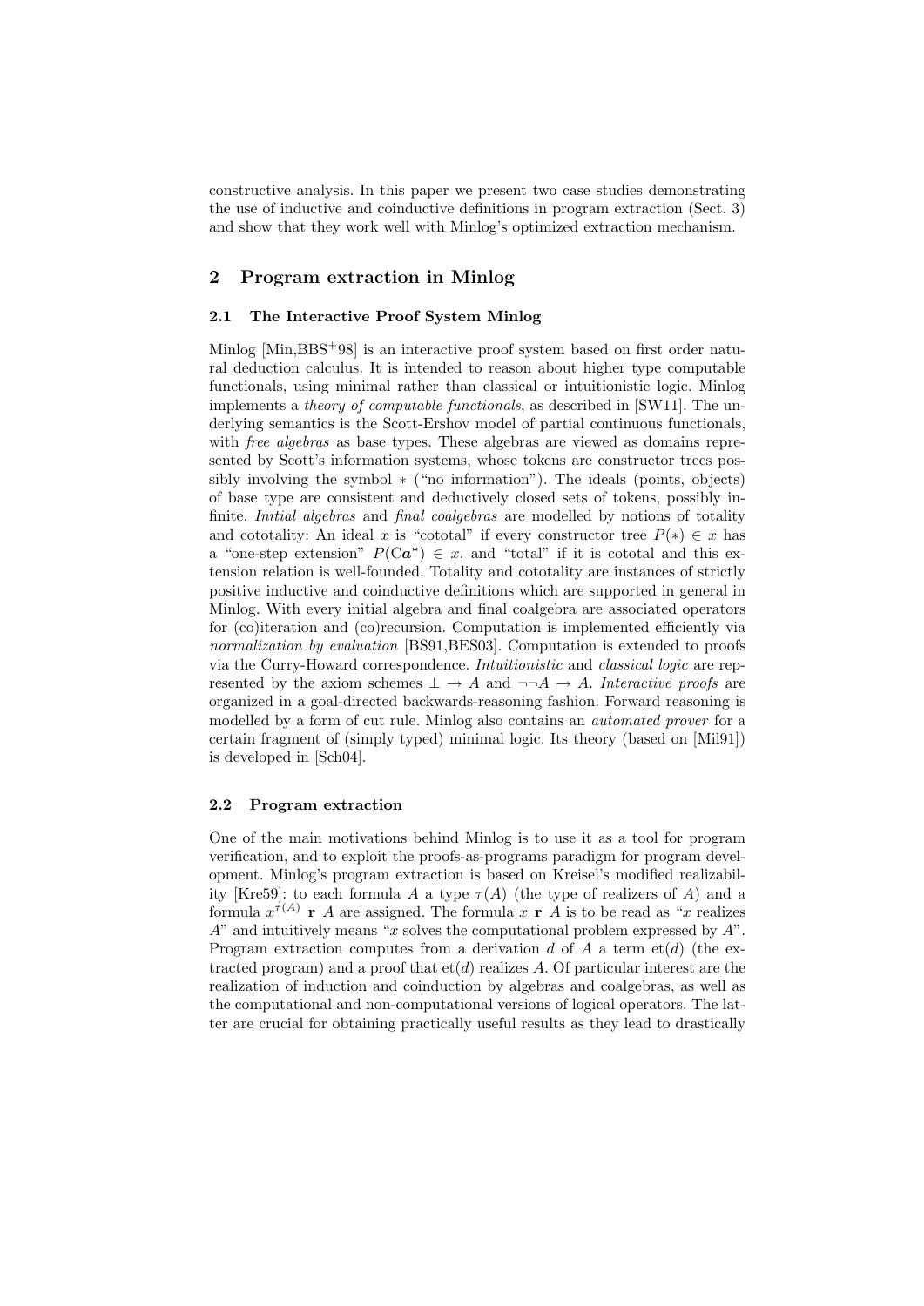constructive analysis. In this paper we present two case studies demonstrating the use of inductive and coinductive definitions in program extraction (Sect. 3) and show that they work well with Minlog's optimized extraction mechanism.

## 2 Program extraction in Minlog

### 2.1 The Interactive Proof System Minlog

Minlog [Min,BBS+98] is an interactive proof system based on first order natural deduction calculus. It is intended to reason about higher type computable functionals, using minimal rather than classical or intuitionistic logic. Minlog implements a *theory of computable functionals*, as described in [SW11]. The underlying semantics is the Scott-Ershov model of partial continuous functionals, with *free algebras* as base types. These algebras are viewed as domains represented by Scott's information systems, whose tokens are constructor trees possibly involving the symbol $*$ ("no information"). The ideals (points, objects) of base type are consistent and deductively closed sets of tokens, possibly infinite. *Initial algebras* and *final coalgebras* are modelled by notions of totality and cototality: An ideal $x$ is "cototal" if every constructor tree $P(*) \in x$ has a "one-step extension" $P(\mathrm{C}\boldsymbol{a}^*) \in x$, and "total" if it is cototal and this extension relation is well-founded. Totality and cototality are instances of strictly positive inductive and coinductive definitions which are supported in general in Minlog. With every initial algebra and final coalgebra are associated operators for (co)iteration and (co)recursion. Computation is implemented efficiently via *normalization by evaluation* [BS91,BES03]. Computation is extended to proofs via the Curry-Howard correspondence. *Intuitionistic* and *classical logic* are represented by the axiom schemes $\bot \to A$ and $\neg\neg A \to A$. *Interactive proofs* are organized in a goal-directed backwards-reasoning fashion. Forward reasoning is modelled by a form of cut rule. Minlog also contains an *automated prover* for a certain fragment of (simply typed) minimal logic. Its theory (based on [Mil91]) is developed in [Sch04].

### 2.2 Program extraction

One of the main motivations behind Minlog is to use it as a tool for program verification, and to exploit the proofs-as-programs paradigm for program development. Minlog's program extraction is based on Kreisel's modified realizability [Kre59]: to each formula $A$ a type $\tau(A)$ (the type of realizers of $A$) and a formula $x^{\tau(A)}$ $\mathbf{r}$ $A$ are assigned. The formula $x$ $\mathbf{r}$ $A$ is to be read as "$x$ realizes $A$" and intuitively means "$x$ solves the computational problem expressed by $A$". Program extraction computes from a derivation $d$ of $A$ a term $\mathrm{et}(d)$ (the extracted program) and a proof that $\mathrm{et}(d)$ realizes $A$. Of particular interest are the realization of induction and coinduction by algebras and coalgebras, as well as the computational and non-computational versions of logical operators. The latter are crucial for obtaining practically useful results as they lead to drastically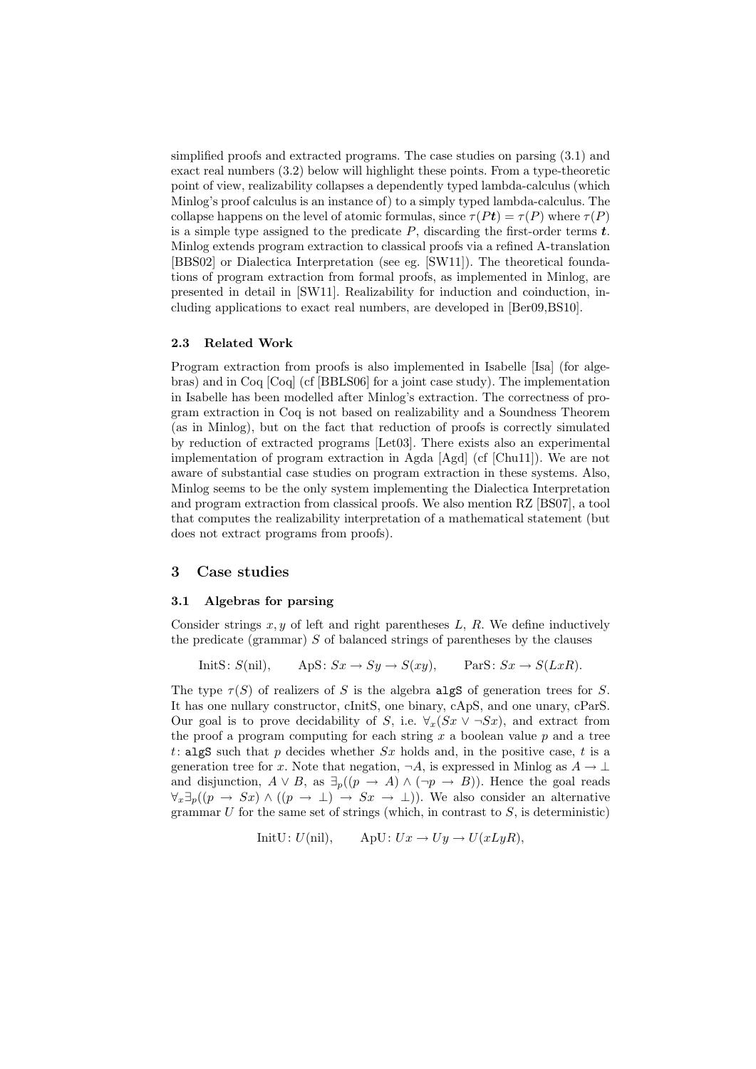simplified proofs and extracted programs. The case studies on parsing (3.1) and exact real numbers (3.2) below will highlight these points. From a type-theoretic point of view, realizability collapses a dependently typed lambda-calculus (which Minlog's proof calculus is an instance of) to a simply typed lambda-calculus. The collapse happens on the level of atomic formulas, since $\tau(P\boldsymbol{t}) = \tau(P)$ where $\tau(P)$ is a simple type assigned to the predicate $P$, discarding the first-order terms $\boldsymbol{t}$. Minlog extends program extraction to classical proofs via a refined A-translation [BBS02] or Dialectica Interpretation (see eg. [SW11]). The theoretical foundations of program extraction from formal proofs, as implemented in Minlog, are presented in detail in [SW11]. Realizability for induction and coinduction, including applications to exact real numbers, are developed in [Ber09,BS10].

### 2.3 Related Work

Program extraction from proofs is also implemented in Isabelle [Isa] (for algebras) and in Coq [Coq] (cf [BBLS06] for a joint case study). The implementation in Isabelle has been modelled after Minlog's extraction. The correctness of program extraction in Coq is not based on realizability and a Soundness Theorem (as in Minlog), but on the fact that reduction of proofs is correctly simulated by reduction of extracted programs [Let03]. There exists also an experimental implementation of program extraction in Agda [Agd] (cf [Chu11]). We are not aware of substantial case studies on program extraction in these systems. Also, Minlog seems to be the only system implementing the Dialectica Interpretation and program extraction from classical proofs. We also mention RZ [BS07], a tool that computes the realizability interpretation of a mathematical statement (but does not extract programs from proofs).

## 3 Case studies

### 3.1 Algebras for parsing

Consider strings $x, y$ of left and right parentheses $L$, $R$. We define inductively the predicate (grammar) $S$ of balanced strings of parentheses by the clauses

$$\text{InitS}\colon S(\text{nil}), \qquad \text{ApS}\colon Sx \to Sy \to S(xy), \qquad \text{ParS}\colon Sx \to S(LxR).$$

The type $\tau(S)$ of realizers of $S$ is the algebra `algS` of generation trees for $S$. It has one nullary constructor, cInitS, one binary, cApS, and one unary, cParS. Our goal is to prove decidability of $S$, i.e. $\forall_x(Sx \vee \neg Sx)$, and extract from the proof a program computing for each string $x$ a boolean value $p$ and a tree $t$: `algS` such that $p$ decides whether $Sx$ holds and, in the positive case, $t$ is a generation tree for $x$. Note that negation, $\neg A$, is expressed in Minlog as $A \to \bot$ and disjunction, $A \vee B$, as $\exists_p((p \to A) \wedge (\neg p \to B))$. Hence the goal reads $\forall_x \exists_p((p \to Sx) \wedge ((p \to \bot) \to Sx \to \bot))$. We also consider an alternative grammar $U$ for the same set of strings (which, in contrast to $S$, is deterministic)

$$\text{InitU}\colon U(\text{nil}), \qquad \text{ApU}\colon Ux \to Uy \to U(xLyR),$$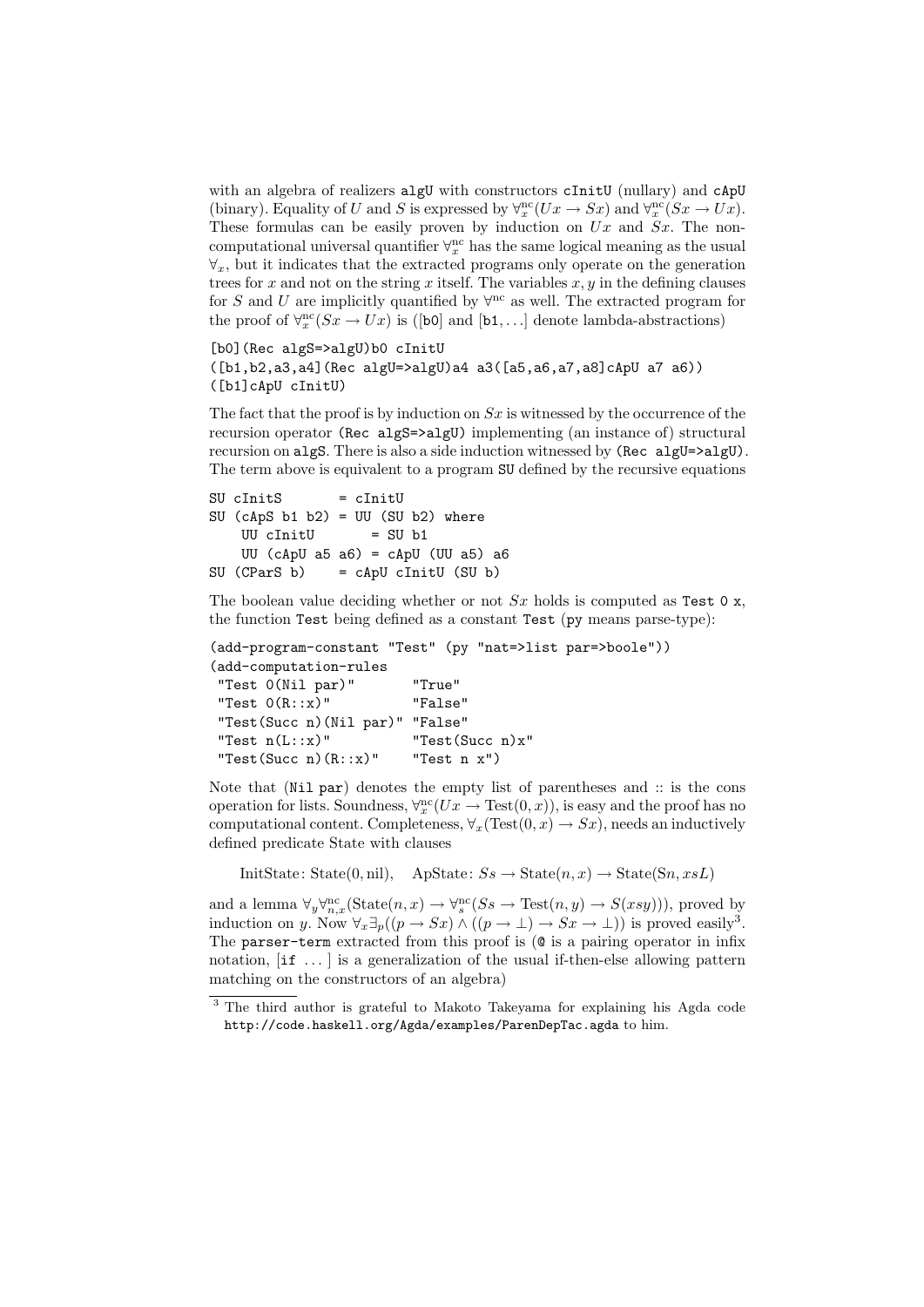with an algebra of realizers `algU` with constructors `cInitU` (nullary) and `cApU` (binary). Equality of $U$ and $S$ is expressed by $\forall_x^{\mathrm{nc}}(Ux \to Sx)$ and $\forall_x^{\mathrm{nc}}(Sx \to Ux)$. These formulas can be easily proven by induction on $Ux$ and $Sx$. The non-computational universal quantifier $\forall_x^{\mathrm{nc}}$ has the same logical meaning as the usual $\forall_x$, but it indicates that the extracted programs only operate on the generation trees for $x$ and not on the string $x$ itself. The variables $x, y$ in the defining clauses for $S$ and $U$ are implicitly quantified by $\forall^{\mathrm{nc}}$ as well. The extracted program for the proof of $\forall_x^{\mathrm{nc}}(Sx \to Ux)$ is ([b0] and [b1,...] denote lambda-abstractions)

```
[b0](Rec algS=>algU)b0 cInitU
([b1,b2,a3,a4](Rec algU=>algU)a4 a3([a5,a6,a7,a8]cApU a7 a6))
([b1]cApU cInitU)
```

The fact that the proof is by induction on $Sx$ is witnessed by the occurrence of the recursion operator `(Rec algS=>algU)` implementing (an instance of) structural recursion on `algS`. There is also a side induction witnessed by `(Rec algU=>algU)`. The term above is equivalent to a program `SU` defined by the recursive equations

```
SU cInitS       = cInitU
SU (cApS b1 b2) = UU (SU b2) where
    UU cInitU       = SU b1
    UU (cApU a5 a6) = cApU (UU a5) a6
SU (CParS b)    = cApU cInitU (SU b)
```

The boolean value deciding whether or not $Sx$ holds is computed as `Test 0 x`, the function `Test` being defined as a constant `Test` (`py` means parse-type):

```
(add-program-constant "Test" (py "nat=>list par=>boole"))
(add-computation-rules
 "Test 0(Nil par)"         "True"
 "Test 0(R::x)"            "False"
 "Test(Succ n)(Nil par)"   "False"
 "Test n(L::x)"            "Test(Succ n)x"
 "Test(Succ n)(R::x)"      "Test n x")
```

Note that `(Nil par)` denotes the empty list of parentheses and :: is the cons operation for lists. Soundness, $\forall_x^{\mathrm{nc}}(Ux \to \mathrm{Test}(0, x))$, is easy and the proof has no computational content. Completeness, $\forall_x(\mathrm{Test}(0, x) \to Sx)$, needs an inductively defined predicate State with clauses

$$\text{InitState: State}(0, \text{nil}), \quad \text{ApState: } Ss \to \text{State}(n, x) \to \text{State}(\mathrm{S}n, xsL)$$

and a lemma $\forall_y \forall_{n,x}^{\mathrm{nc}}(\mathrm{State}(n, x) \to \forall_s^{\mathrm{nc}}(Ss \to \mathrm{Test}(n, y) \to S(xsy)))$, proved by induction on $y$. Now $\forall_x \exists_p((p \to Sx) \wedge ((p \to \bot) \to Sx \to \bot))$ is proved easily[3]. The `parser-term` extracted from this proof is (`@` is a pairing operator in infix notation, `[if ... ]` is a generalization of the usual if-then-else allowing pattern matching on the constructors of an algebra)

---

[3] The third author is grateful to Makoto Takeyama for explaining his Agda code `http://code.haskell.org/Agda/examples/ParenDepTac.agda` to him.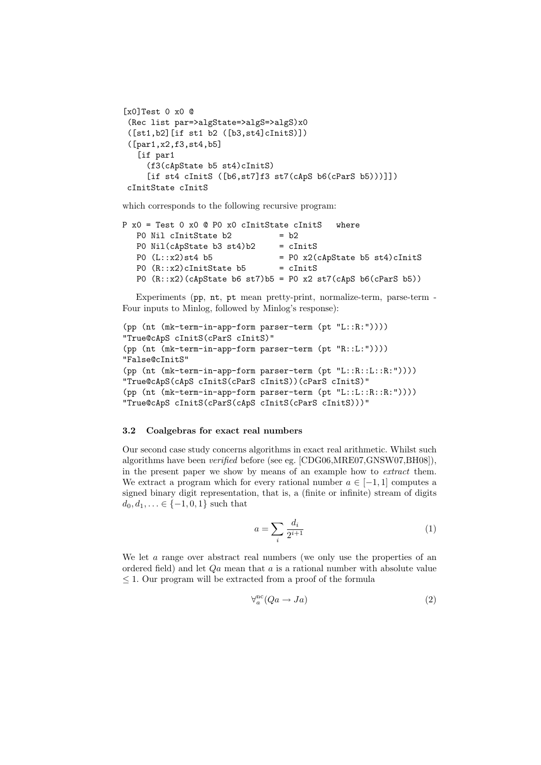```
[x0]Test 0 x0 @
 (Rec list par=>algState=>algS=>algS)x0
 ([st1,b2][if st1 b2 ([b3,st4]cInitS)])
 ([par1,x2,f3,st4,b5]
   [if par1
     (f3(cApState b5 st4)cInitS)
     [if st4 cInitS ([b6,st7]f3 st7(cApS b6(cParS b5)))]])
 cInitState cInitS
```

which corresponds to the following recursive program:

```
P x0 = Test 0 x0 @ P0 x0 cInitState cInitS   where
   P0 Nil cInitState b2          = b2
   P0 Nil(cApState b3 st4)b2     = cInitS
   P0 (L::x2)st4 b5              = P0 x2(cApState b5 st4)cInitS
   P0 (R::x2)cInitState b5       = cInitS
   P0 (R::x2)(cApState b6 st7)b5 = P0 x2 st7(cApS b6(cParS b5))
```

Experiments (pp, nt, pt mean pretty-print, normalize-term, parse-term - Four inputs to Minlog, followed by Minlog's response):

```
(pp (nt (mk-term-in-app-form parser-term (pt "L::R:"))))
"True@cApS cInitS(cParS cInitS)"
(pp (nt (mk-term-in-app-form parser-term (pt "R::L:"))))
"False@cInitS"
(pp (nt (mk-term-in-app-form parser-term (pt "L::R::L::R:"))))
"True@cApS(cApS cInitS(cParS cInitS))(cParS cInitS)"
(pp (nt (mk-term-in-app-form parser-term (pt "L::L::R::R:"))))
"True@cApS cInitS(cParS(cApS cInitS(cParS cInitS)))"
```

### 3.2 Coalgebras for exact real numbers

Our second case study concerns algorithms in exact real arithmetic. Whilst such algorithms have been *verified* before (see eg. [CDG06,MRE07,GNSW07,BH08]), in the present paper we show by means of an example how to *extract* them. We extract a program which for every rational number $a \in [-1, 1]$ computes a signed binary digit representation, that is, a (finite or infinite) stream of digits $d_0, d_1, \ldots \in \{-1, 0, 1\}$ such that

$$a = \sum_i \frac{d_i}{2^{i+1}} \tag{1}$$

We let $a$ range over abstract real numbers (we only use the properties of an ordered field) and let $Qa$ mean that $a$ is a rational number with absolute value $\leq 1$. Our program will be extracted from a proof of the formula

$$\forall_a^{\mathrm{nc}}(Qa \to Ja) \tag{2}$$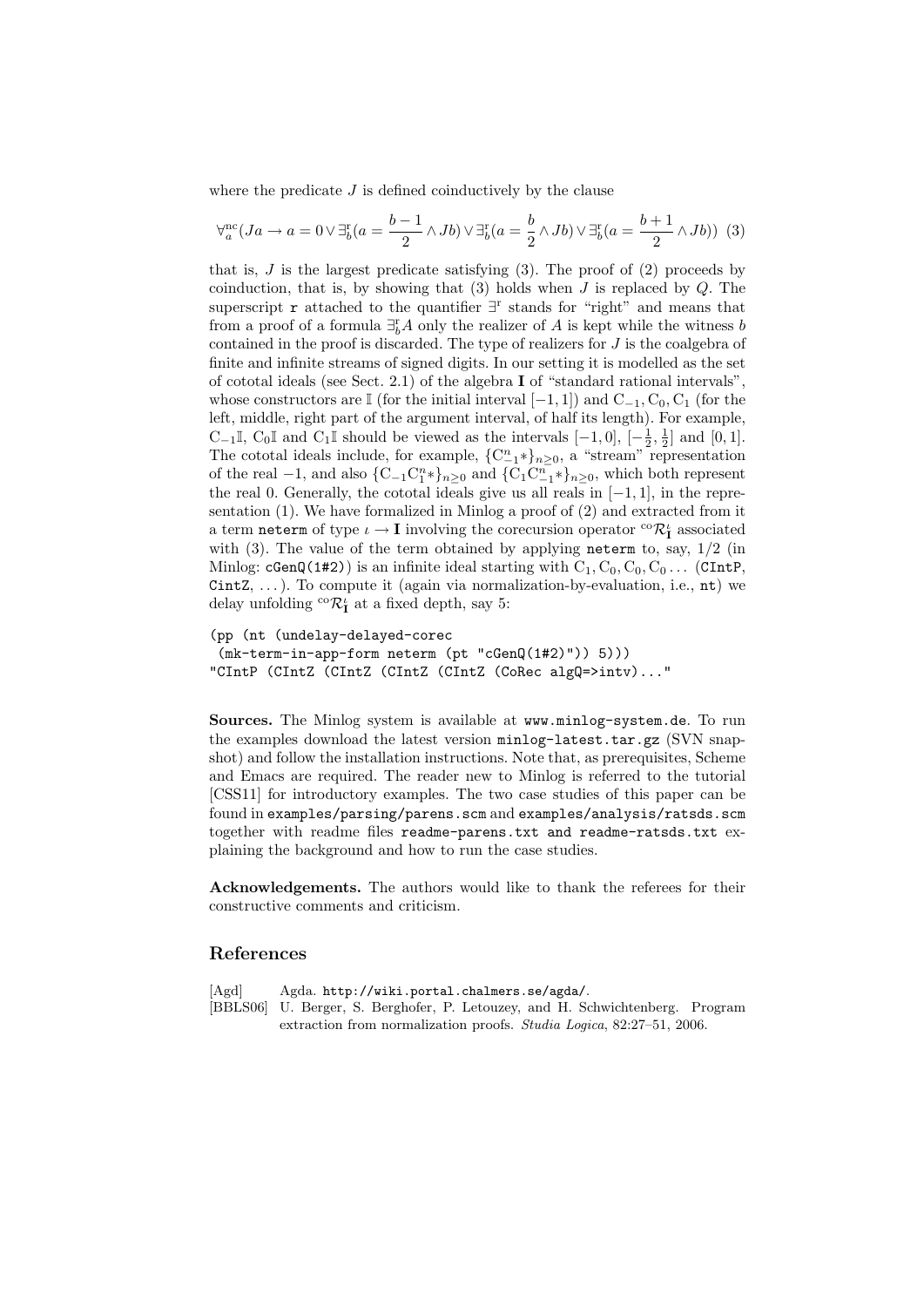where the predicate $J$ is defined coinductively by the clause

$$\forall_a^{\mathrm{nc}}(Ja \to a = 0 \vee \exists_b^{\mathrm{r}}(a = \frac{b-1}{2} \wedge Jb) \vee \exists_b^{\mathrm{r}}(a = \frac{b}{2} \wedge Jb) \vee \exists_b^{\mathrm{r}}(a = \frac{b+1}{2} \wedge Jb)) \quad (3)$$

that is, $J$ is the largest predicate satisfying (3). The proof of (2) proceeds by coinduction, that is, by showing that (3) holds when $J$ is replaced by $Q$. The superscript r attached to the quantifier $\exists^{\mathrm{r}}$ stands for "right" and means that from a proof of a formula $\exists_b^{\mathrm{r}} A$ only the realizer of $A$ is kept while the witness $b$ contained in the proof is discarded. The type of realizers for $J$ is the coalgebra of finite and infinite streams of signed digits. In our setting it is modelled as the set of cototal ideals (see Sect. 2.1) of the algebra $\mathbf{I}$ of "standard rational intervals", whose constructors are $\mathbb{I}$ (for the initial interval $[-1, 1]$) and $\mathrm{C}_{-1}, \mathrm{C}_0, \mathrm{C}_1$ (for the left, middle, right part of the argument interval, of half its length). For example, $\mathrm{C}_{-1}\mathbb{I}$, $\mathrm{C}_0\mathbb{I}$ and $\mathrm{C}_1\mathbb{I}$ should be viewed as the intervals $[-1, 0]$, $[-\frac{1}{2}, \frac{1}{2}]$ and $[0, 1]$. The cototal ideals include, for example, $\{\mathrm{C}_{-1}^n *\}_{n \geq 0}$, a "stream" representation of the real $-1$, and also $\{\mathrm{C}_{-1}\mathrm{C}_1^n *\}_{n \geq 0}$ and $\{\mathrm{C}_1\mathrm{C}_{-1}^n *\}_{n \geq 0}$, which both represent the real 0. Generally, the cototal ideals give us all reals in $[-1, 1]$, in the representation (1). We have formalized in Minlog a proof of (2) and extracted from it a term `neterm` of type $\iota \to \mathbf{I}$ involving the corecursion operator ${}^{\mathrm{co}}\mathcal{R}_{\mathbf{I}}^{\iota}$ associated with (3). The value of the term obtained by applying `neterm` to, say, $1/2$ (in Minlog: `cGenQ(1#2)`) is an infinite ideal starting with $\mathrm{C}_1, \mathrm{C}_0, \mathrm{C}_0, \mathrm{C}_0 \ldots$ (`CIntP`, `CIntZ`, ...). To compute it (again via normalization-by-evaluation, i.e., `nt`) we delay unfolding ${}^{\mathrm{co}}\mathcal{R}_{\mathbf{I}}^{\iota}$ at a fixed depth, say 5:

```
(pp (nt (undelay-delayed-corec
 (mk-term-in-app-form neterm (pt "cGenQ(1#2)")) 5)))
"CIntP (CIntZ (CIntZ (CIntZ (CIntZ (CoRec algQ=>intv)..."
```

**Sources.** The Minlog system is available at `www.minlog-system.de`. To run the examples download the latest version `minlog-latest.tar.gz` (SVN snapshot) and follow the installation instructions. Note that, as prerequisites, Scheme and Emacs are required. The reader new to Minlog is referred to the tutorial [CSS11] for introductory examples. The two case studies of this paper can be found in `examples/parsing/parens.scm` and `examples/analysis/ratsds.scm` together with readme files `readme-parens.txt and readme-ratsds.txt` explaining the background and how to run the case studies.

**Acknowledgements.** The authors would like to thank the referees for their constructive comments and criticism.

## References

[Agd] Agda. `http://wiki.portal.chalmers.se/agda/`.

[BBLS06] U. Berger, S. Berghofer, P. Letouzey, and H. Schwichtenberg. Program extraction from normalization proofs. *Studia Logica*, 82:27–51, 2006.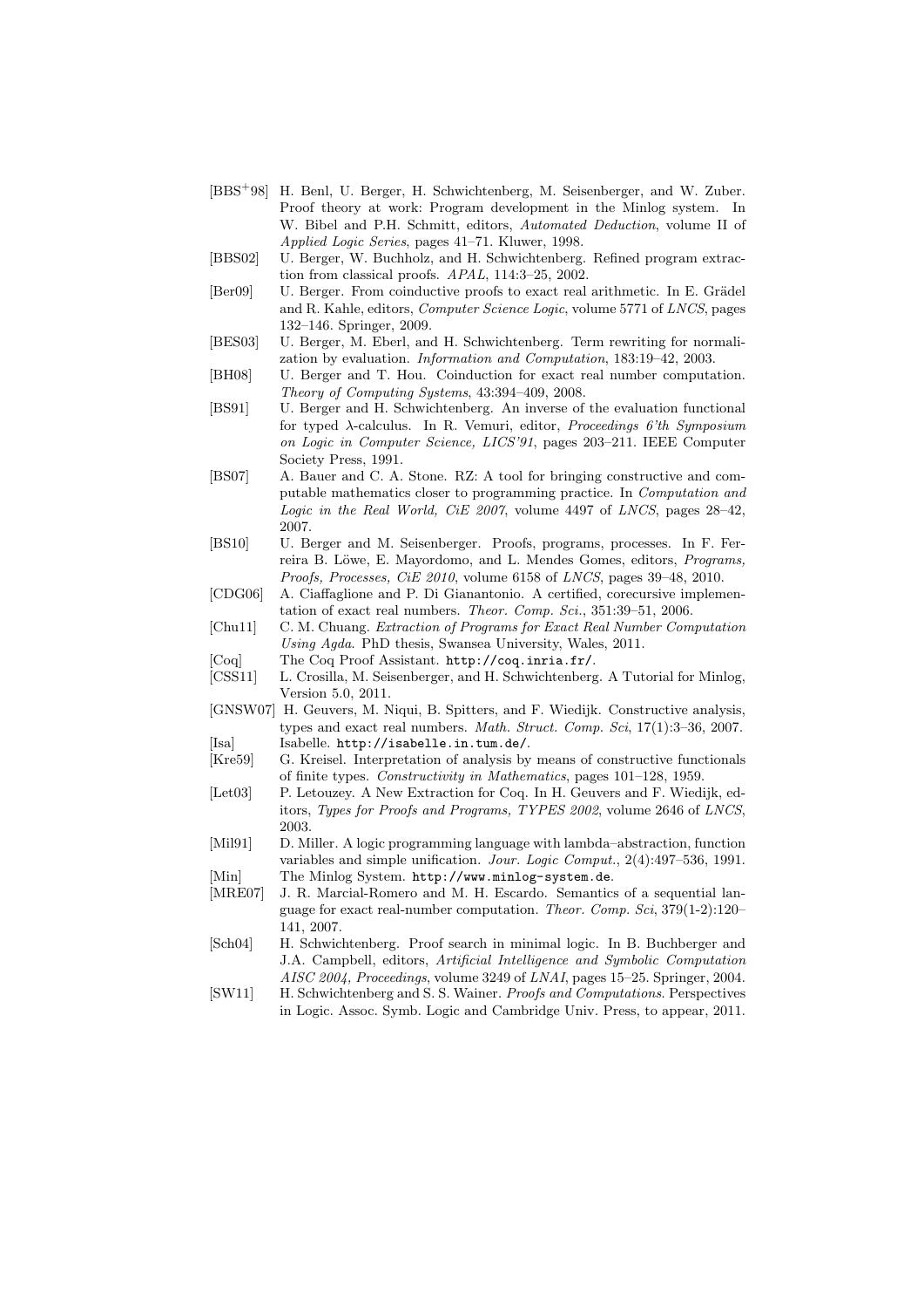- [BBS+98] H. Benl, U. Berger, H. Schwichtenberg, M. Seisenberger, and W. Zuber. Proof theory at work: Program development in the Minlog system. In W. Bibel and P.H. Schmitt, editors, *Automated Deduction*, volume II of *Applied Logic Series*, pages 41–71. Kluwer, 1998.
- [BBS02] U. Berger, W. Buchholz, and H. Schwichtenberg. Refined program extraction from classical proofs. *APAL*, 114:3–25, 2002.
- [Ber09] U. Berger. From coinductive proofs to exact real arithmetic. In E. Grädel and R. Kahle, editors, *Computer Science Logic*, volume 5771 of *LNCS*, pages 132–146. Springer, 2009.
- [BES03] U. Berger, M. Eberl, and H. Schwichtenberg. Term rewriting for normalization by evaluation. *Information and Computation*, 183:19–42, 2003.
- [BH08] U. Berger and T. Hou. Coinduction for exact real number computation. *Theory of Computing Systems*, 43:394–409, 2008.
- [BS91] U. Berger and H. Schwichtenberg. An inverse of the evaluation functional for typed $\lambda$-calculus. In R. Vemuri, editor, *Proceedings 6'th Symposium on Logic in Computer Science, LICS'91*, pages 203–211. IEEE Computer Society Press, 1991.
- [BS07] A. Bauer and C. A. Stone. RZ: A tool for bringing constructive and computable mathematics closer to programming practice. In *Computation and Logic in the Real World, CiE 2007*, volume 4497 of *LNCS*, pages 28–42, 2007.
- [BS10] U. Berger and M. Seisenberger. Proofs, programs, processes. In F. Ferreira B. Löwe, E. Mayordomo, and L. Mendes Gomes, editors, *Programs, Proofs, Processes, CiE 2010*, volume 6158 of *LNCS*, pages 39–48, 2010.
- [CDG06] A. Ciaffaglione and P. Di Gianantonio. A certified, corecursive implementation of exact real numbers. *Theor. Comp. Sci.*, 351:39–51, 2006.
- [Chu11] C. M. Chuang. *Extraction of Programs for Exact Real Number Computation Using Agda*. PhD thesis, Swansea University, Wales, 2011.
- [Coq] The Coq Proof Assistant. `http://coq.inria.fr/`.
- [CSS11] L. Crosilla, M. Seisenberger, and H. Schwichtenberg. A Tutorial for Minlog, Version 5.0, 2011.
- [GNSW07] H. Geuvers, M. Niqui, B. Spitters, and F. Wiedijk. Constructive analysis, types and exact real numbers. *Math. Struct. Comp. Sci*, 17(1):3–36, 2007.
- [Isa] Isabelle. `http://isabelle.in.tum.de/`.
- [Kre59] G. Kreisel. Interpretation of analysis by means of constructive functionals of finite types. *Constructivity in Mathematics*, pages 101–128, 1959.
- [Let03] P. Letouzey. A New Extraction for Coq. In H. Geuvers and F. Wiedijk, editors, *Types for Proofs and Programs, TYPES 2002*, volume 2646 of *LNCS*, 2003.
- [Mil91] D. Miller. A logic programming language with lambda–abstraction, function variables and simple unification. *Jour. Logic Comput.*, 2(4):497–536, 1991.
- [Min] The Minlog System. `http://www.minlog-system.de`.
- [MRE07] J. R. Marcial-Romero and M. H. Escardo. Semantics of a sequential language for exact real-number computation. *Theor. Comp. Sci*, 379(1-2):120–141, 2007.
- [Sch04] H. Schwichtenberg. Proof search in minimal logic. In B. Buchberger and J.A. Campbell, editors, *Artificial Intelligence and Symbolic Computation AISC 2004, Proceedings*, volume 3249 of *LNAI*, pages 15–25. Springer, 2004.
- [SW11] H. Schwichtenberg and S. S. Wainer. *Proofs and Computations*. Perspectives in Logic. Assoc. Symb. Logic and Cambridge Univ. Press, to appear, 2011.